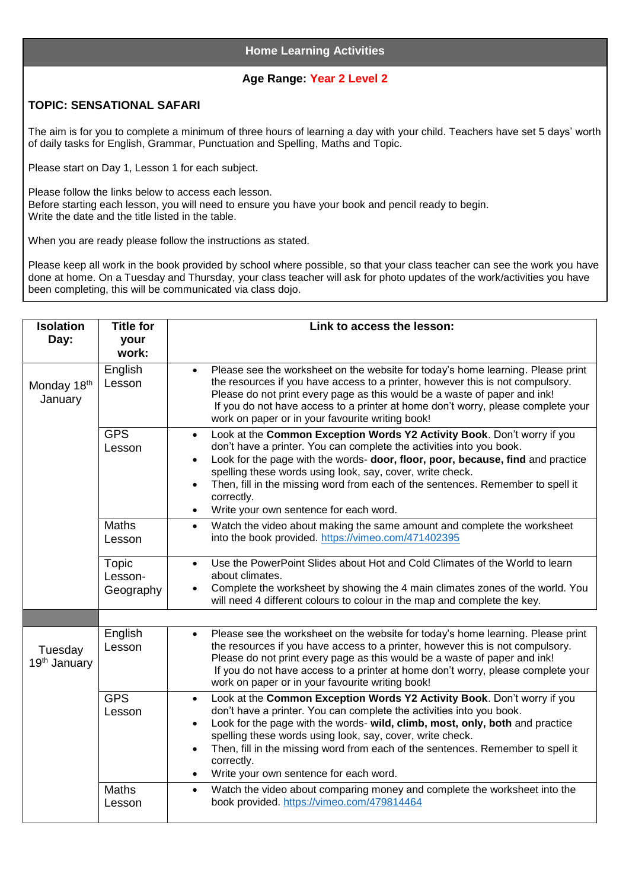## Home Learning Activities

**Age Range: Year 2 Level 2**

**TOPIC: SENSATIONAL SAFARI**

The aim is for you to complete a minimum of three hours of learning a day with your child. Teachers have set 5 days' worth of daily tasks for English, Grammar, Punctuation and Spelling, Maths and Topic.

Please start on Day 1, Lesson 1 for each subject.

Please follow the links below to access each lesson.
Before starting each lesson, you will need to ensure you have your book and pencil ready to begin.
Write the date and the title listed in the table.

When you are ready please follow the instructions as stated.

Please keep all work in the book provided by school where possible, so that your class teacher can see the work you have done at home. On a Tuesday and Thursday, your class teacher will ask for photo updates of the work/activities you have been completing, this will be communicated via class dojo.

| Isolation Day: | Title for your work: | Link to access the lesson: |
|---|---|---|
| Monday 18th January | English Lesson | • Please see the worksheet on the website for today's home learning. Please print the resources if you have access to a printer, however this is not compulsory. Please do not print every page as this would be a waste of paper and ink! If you do not have access to a printer at home don't worry, please complete your work on paper or in your favourite writing book! |
| | GPS Lesson | • Look at the **Common Exception Words Y2 Activity Book**. Don't worry if you don't have a printer. You can complete the activities into you book.<br>• Look for the page with the words- **door, floor, poor, because, find** and practice spelling these words using look, say, cover, write check.<br>• Then, fill in the missing word from each of the sentences. Remember to spell it correctly.<br>• Write your own sentence for each word. |
| | Maths Lesson | • Watch the video about making the same amount and complete the worksheet into the book provided. https://vimeo.com/471402395 |
| | Topic Lesson- Geography | • Use the PowerPoint Slides about Hot and Cold Climates of the World to learn about climates.<br>• Complete the worksheet by showing the 4 main climates zones of the world. You will need 4 different colours to colour in the map and complete the key. |
| | | |
| Tuesday 19th January | English Lesson | • Please see the worksheet on the website for today's home learning. Please print the resources if you have access to a printer, however this is not compulsory. Please do not print every page as this would be a waste of paper and ink! If you do not have access to a printer at home don't worry, please complete your work on paper or in your favourite writing book! |
| | GPS Lesson | • Look at the **Common Exception Words Y2 Activity Book**. Don't worry if you don't have a printer. You can complete the activities into you book.<br>• Look for the page with the words- **wild, climb, most, only, both** and practice spelling these words using look, say, cover, write check.<br>• Then, fill in the missing word from each of the sentences. Remember to spell it correctly.<br>• Write your own sentence for each word. |
| | Maths Lesson | • Watch the video about comparing money and complete the worksheet into the book provided. https://vimeo.com/479814464 |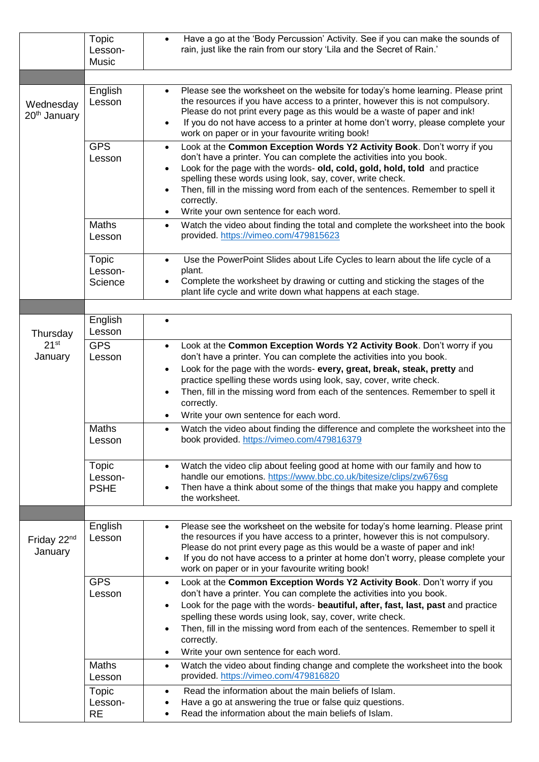|  |  |  |
|---|---|---|
|  | Topic Lesson- Music | • Have a go at the 'Body Percussion' Activity. See if you can make the sounds of rain, just like the rain from our story 'Lila and the Secret of Rain.' |
|  |  |  |
| Wednesday 20th January | English Lesson | • Please see the worksheet on the website for today's home learning. Please print the resources if you have access to a printer, however this is not compulsory. Please do not print every page as this would be a waste of paper and ink!<br>• If you do not have access to a printer at home don't worry, please complete your work on paper or in your favourite writing book! |
|  | GPS Lesson | • Look at the **Common Exception Words Y2 Activity Book**. Don't worry if you don't have a printer. You can complete the activities into you book.<br>• Look for the page with the words- **old, cold, gold, hold, told** and practice spelling these words using look, say, cover, write check.<br>• Then, fill in the missing word from each of the sentences. Remember to spell it correctly.<br>• Write your own sentence for each word. |
|  | Maths Lesson | • Watch the video about finding the total and complete the worksheet into the book provided. https://vimeo.com/479815623 |
|  | Topic Lesson- Science | • Use the PowerPoint Slides about Life Cycles to learn about the life cycle of a plant.<br>• Complete the worksheet by drawing or cutting and sticking the stages of the plant life cycle and write down what happens at each stage. |
|  |  |  |
| Thursday 21st January | English Lesson | • |
|  | GPS Lesson | • Look at the **Common Exception Words Y2 Activity Book**. Don't worry if you don't have a printer. You can complete the activities into you book.<br>• Look for the page with the words- **every, great, break, steak, pretty** and practice spelling these words using look, say, cover, write check.<br>• Then, fill in the missing word from each of the sentences. Remember to spell it correctly.<br>• Write your own sentence for each word. |
|  | Maths Lesson | • Watch the video about finding the difference and complete the worksheet into the book provided. https://vimeo.com/479816379 |
|  | Topic Lesson- PSHE | • Watch the video clip about feeling good at home with our family and how to handle our emotions. https://www.bbc.co.uk/bitesize/clips/zw676sg<br>• Then have a think about some of the things that make you happy and complete the worksheet. |
|  |  |  |
| Friday 22nd January | English Lesson | • Please see the worksheet on the website for today's home learning. Please print the resources if you have access to a printer, however this is not compulsory. Please do not print every page as this would be a waste of paper and ink!<br>• If you do not have access to a printer at home don't worry, please complete your work on paper or in your favourite writing book! |
|  | GPS Lesson | • Look at the **Common Exception Words Y2 Activity Book**. Don't worry if you don't have a printer. You can complete the activities into you book.<br>• Look for the page with the words- **beautiful, after, fast, last, past** and practice spelling these words using look, say, cover, write check.<br>• Then, fill in the missing word from each of the sentences. Remember to spell it correctly.<br>• Write your own sentence for each word. |
|  | Maths Lesson | • Watch the video about finding change and complete the worksheet into the book provided. https://vimeo.com/479816820 |
|  | Topic Lesson- RE | • Read the information about the main beliefs of Islam.<br>• Have a go at answering the true or false quiz questions.<br>• Read the information about the main beliefs of Islam. |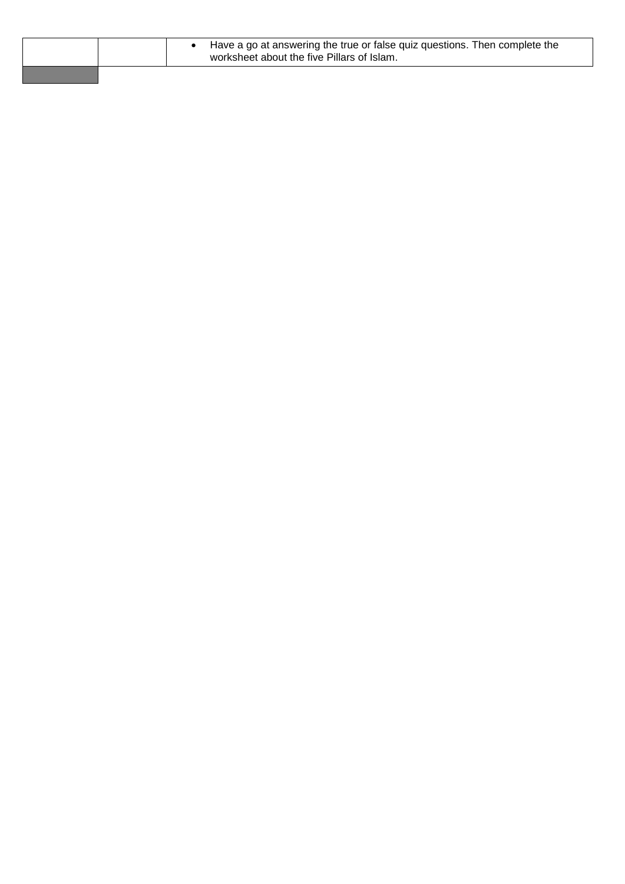| | | |
|---|---|---|
| | | • Have a go at answering the true or false quiz questions. Then complete the worksheet about the five Pillars of Islam. |